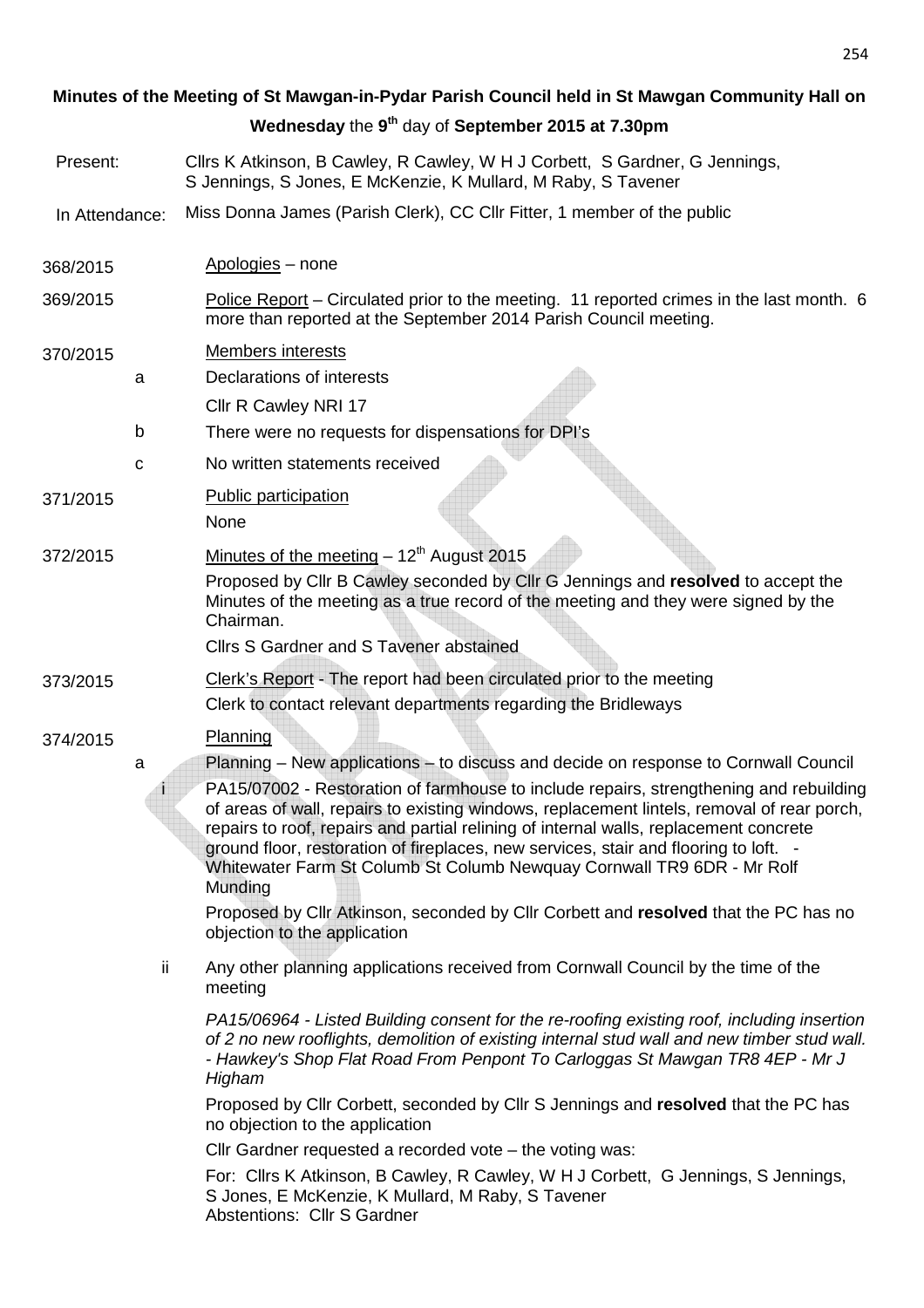**Minutes of the Meeting of St Mawgan-in-Pydar Parish Council held in St Mawgan Community Hall on Wednesday the 9th day of September 2015 at 7.30pm**

Present: Cllrs K Atkinson, B Cawley, R Cawley, W H J Corbett, S Gardner, G Jennings, S Jennings, S Jones, E McKenzie, K Mullard, M Raby, S Tavener

In Attendance: Miss Donna James (Parish Clerk), CC Cllr Fitter, 1 member of the public

**368/2015** Apologies – none

**369/2015** Police Report – Circulated prior to the meeting. 11 reported crimes in the last month. 6 more than reported at the September 2014 Parish Council meeting.

**370/2015** Members interests

a. Declarations of interests

   Cllr R Cawley NRI 17

b. There were no requests for dispensations for DPI's

c. No written statements received

**371/2015** Public participation

None

**372/2015** Minutes of the meeting – 12th August 2015

Proposed by Cllr B Cawley seconded by Cllr G Jennings and **resolved** to accept the Minutes of the meeting as a true record of the meeting and they were signed by the Chairman.

Cllrs S Gardner and S Tavener abstained

**373/2015** Clerk's Report - The report had been circulated prior to the meeting

Clerk to contact relevant departments regarding the Bridleways

**374/2015** Planning

a. Planning – New applications – to discuss and decide on response to Cornwall Council

   i. PA15/07002 - Restoration of farmhouse to include repairs, strengthening and rebuilding of areas of wall, repairs to existing windows, replacement lintels, removal of rear porch, repairs to roof, repairs and partial relining of internal walls, replacement concrete ground floor, restoration of fireplaces, new services, stair and flooring to loft. - Whitewater Farm St Columb St Columb Newquay Cornwall TR9 6DR - Mr Rolf Munding

   Proposed by Cllr Atkinson, seconded by Cllr Corbett and **resolved** that the PC has no objection to the application

   ii. Any other planning applications received from Cornwall Council by the time of the meeting

   *PA15/06964 - Listed Building consent for the re-roofing existing roof, including insertion of 2 no new rooflights, demolition of existing internal stud wall and new timber stud wall. - Hawkey's Shop Flat Road From Penpont To Carloggas St Mawgan TR8 4EP - Mr J Higham*

   Proposed by Cllr Corbett, seconded by Cllr S Jennings and **resolved** that the PC has no objection to the application

   Cllr Gardner requested a recorded vote – the voting was:

   For: Cllrs K Atkinson, B Cawley, R Cawley, W H J Corbett, G Jennings, S Jennings, S Jones, E McKenzie, K Mullard, M Raby, S Tavener
   Abstentions: Cllr S Gardner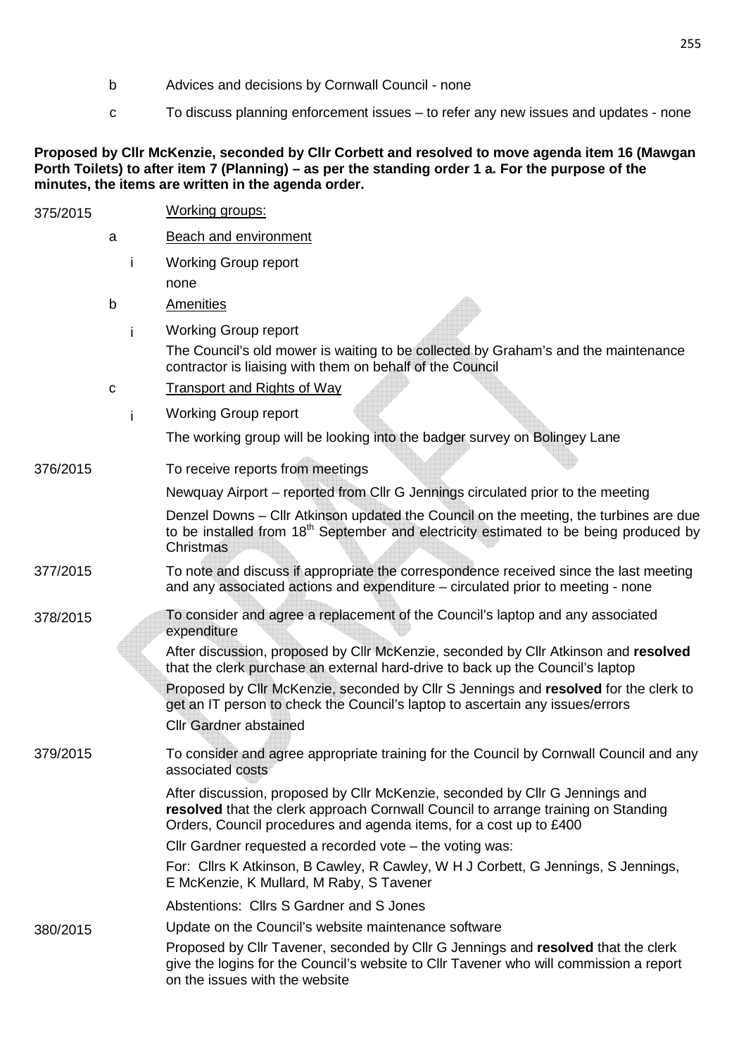b Advices and decisions by Cornwall Council - none

c To discuss planning enforcement issues – to refer any new issues and updates - none

**Proposed by Cllr McKenzie, seconded by Cllr Corbett and resolved to move agenda item 16 (Mawgan Porth Toilets) to after item 7 (Planning) – as per the standing order 1 a. For the purpose of the minutes, the items are written in the agenda order.**

375/2015 Working groups:

a Beach and environment

i Working Group report

none

b Amenities

i Working Group report

The Council's old mower is waiting to be collected by Graham's and the maintenance contractor is liaising with them on behalf of the Council

c Transport and Rights of Way

i Working Group report

The working group will be looking into the badger survey on Bolingey Lane

376/2015 To receive reports from meetings

Newquay Airport – reported from Cllr G Jennings circulated prior to the meeting

Denzel Downs – Cllr Atkinson updated the Council on the meeting, the turbines are due to be installed from 18th September and electricity estimated to be being produced by Christmas

377/2015 To note and discuss if appropriate the correspondence received since the last meeting and any associated actions and expenditure – circulated prior to meeting - none

378/2015 To consider and agree a replacement of the Council's laptop and any associated expenditure

After discussion, proposed by Cllr McKenzie, seconded by Cllr Atkinson and **resolved** that the clerk purchase an external hard-drive to back up the Council's laptop

Proposed by Cllr McKenzie, seconded by Cllr S Jennings and **resolved** for the clerk to get an IT person to check the Council's laptop to ascertain any issues/errors

Cllr Gardner abstained

379/2015 To consider and agree appropriate training for the Council by Cornwall Council and any associated costs

After discussion, proposed by Cllr McKenzie, seconded by Cllr G Jennings and **resolved** that the clerk approach Cornwall Council to arrange training on Standing Orders, Council procedures and agenda items, for a cost up to £400

Cllr Gardner requested a recorded vote – the voting was:

For: Cllrs K Atkinson, B Cawley, R Cawley, W H J Corbett, G Jennings, S Jennings, E McKenzie, K Mullard, M Raby, S Tavener

Abstentions: Cllrs S Gardner and S Jones

380/2015 Update on the Council's website maintenance software

Proposed by Cllr Tavener, seconded by Cllr G Jennings and **resolved** that the clerk give the logins for the Council's website to Cllr Tavener who will commission a report on the issues with the website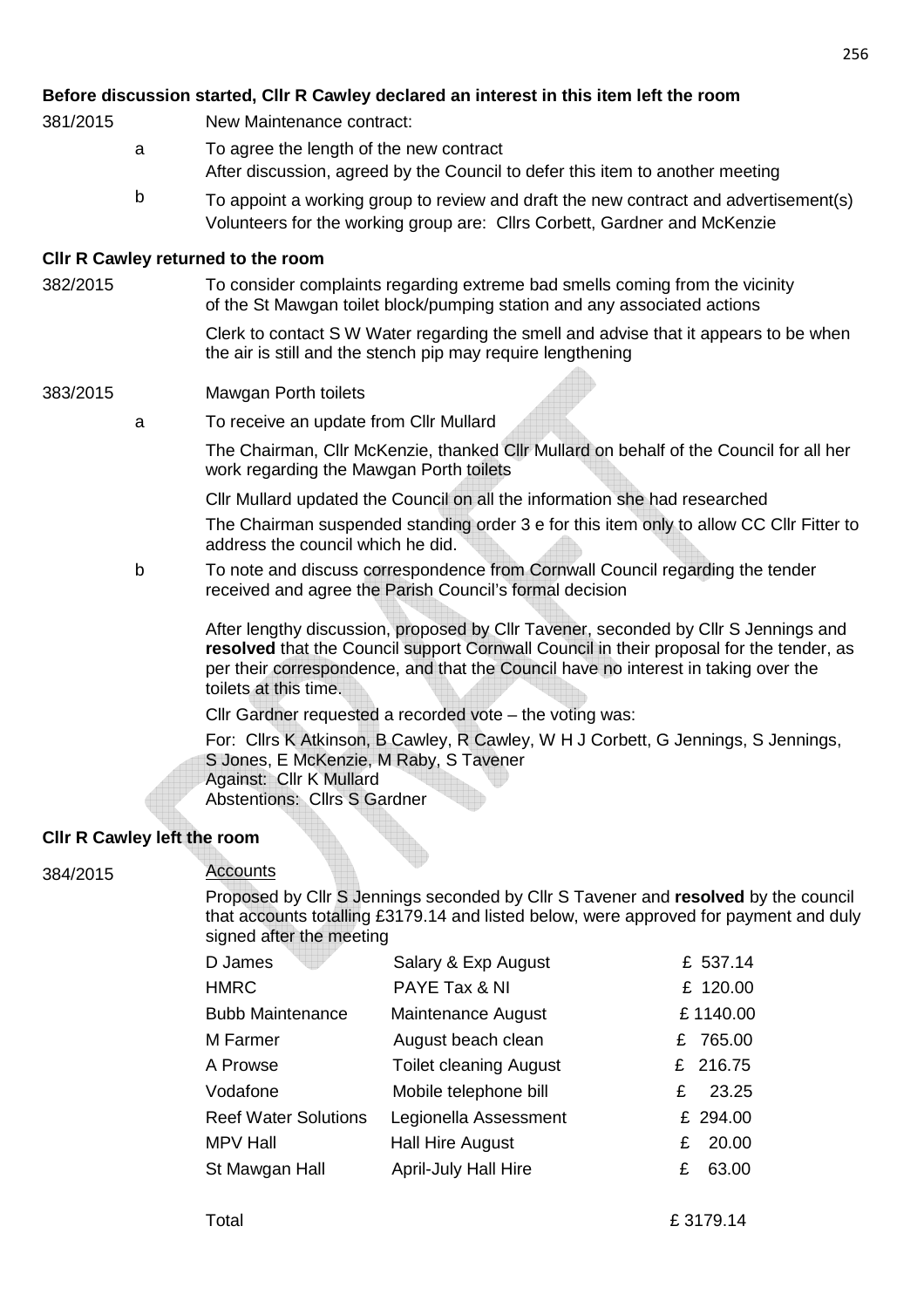**Before discussion started, Cllr R Cawley declared an interest in this item left the room**

381/2015 New Maintenance contract:

a To agree the length of the new contract
After discussion, agreed by the Council to defer this item to another meeting

b To appoint a working group to review and draft the new contract and advertisement(s)
Volunteers for the working group are: Cllrs Corbett, Gardner and McKenzie

**Cllr R Cawley returned to the room**

382/2015 To consider complaints regarding extreme bad smells coming from the vicinity of the St Mawgan toilet block/pumping station and any associated actions

Clerk to contact S W Water regarding the smell and advise that it appears to be when the air is still and the stench pip may require lengthening

383/2015 Mawgan Porth toilets

a To receive an update from Cllr Mullard

The Chairman, Cllr McKenzie, thanked Cllr Mullard on behalf of the Council for all her work regarding the Mawgan Porth toilets

Cllr Mullard updated the Council on all the information she had researched

The Chairman suspended standing order 3 e for this item only to allow CC Cllr Fitter to address the council which he did.

b To note and discuss correspondence from Cornwall Council regarding the tender received and agree the Parish Council's formal decision

After lengthy discussion, proposed by Cllr Tavener, seconded by Cllr S Jennings and **resolved** that the Council support Cornwall Council in their proposal for the tender, as per their correspondence, and that the Council have no interest in taking over the toilets at this time.

Cllr Gardner requested a recorded vote – the voting was:

For: Cllrs K Atkinson, B Cawley, R Cawley, W H J Corbett, G Jennings, S Jennings, S Jones, E McKenzie, M Raby, S Tavener
Against: Cllr K Mullard
Abstentions: Cllrs S Gardner

**Cllr R Cawley left the room**

384/2015 Accounts

Proposed by Cllr S Jennings seconded by Cllr S Tavener and **resolved** by the council that accounts totalling £3179.14 and listed below, were approved for payment and duly signed after the meeting

| | | |
|---|---|---|
| D James | Salary & Exp August | £ 537.14 |
| HMRC | PAYE Tax & NI | £ 120.00 |
| Bubb Maintenance | Maintenance August | £ 1140.00 |
| M Farmer | August beach clean | £ 765.00 |
| A Prowse | Toilet cleaning August | £ 216.75 |
| Vodafone | Mobile telephone bill | £ 23.25 |
| Reef Water Solutions | Legionella Assessment | £ 294.00 |
| MPV Hall | Hall Hire August | £ 20.00 |
| St Mawgan Hall | April-July Hall Hire | £ 63.00 |
| Total | | £ 3179.14 |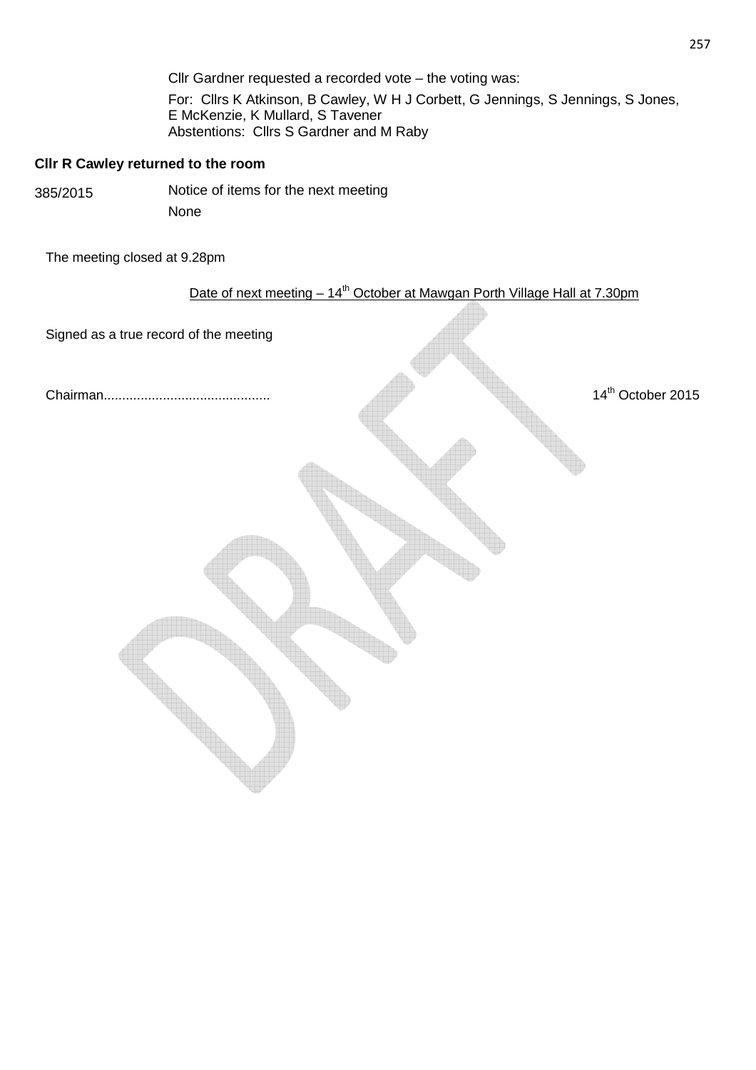Cllr Gardner requested a recorded vote – the voting was:

For: Cllrs K Atkinson, B Cawley, W H J Corbett, G Jennings, S Jennings, S Jones, E McKenzie, K Mullard, S Tavener
Abstentions: Cllrs S Gardner and M Raby

**Cllr R Cawley returned to the room**

385/2015 Notice of items for the next meeting

None

The meeting closed at 9.28pm

Date of next meeting – 14th October at Mawgan Porth Village Hall at 7.30pm

Signed as a true record of the meeting

Chairman............................................ 14th October 2015